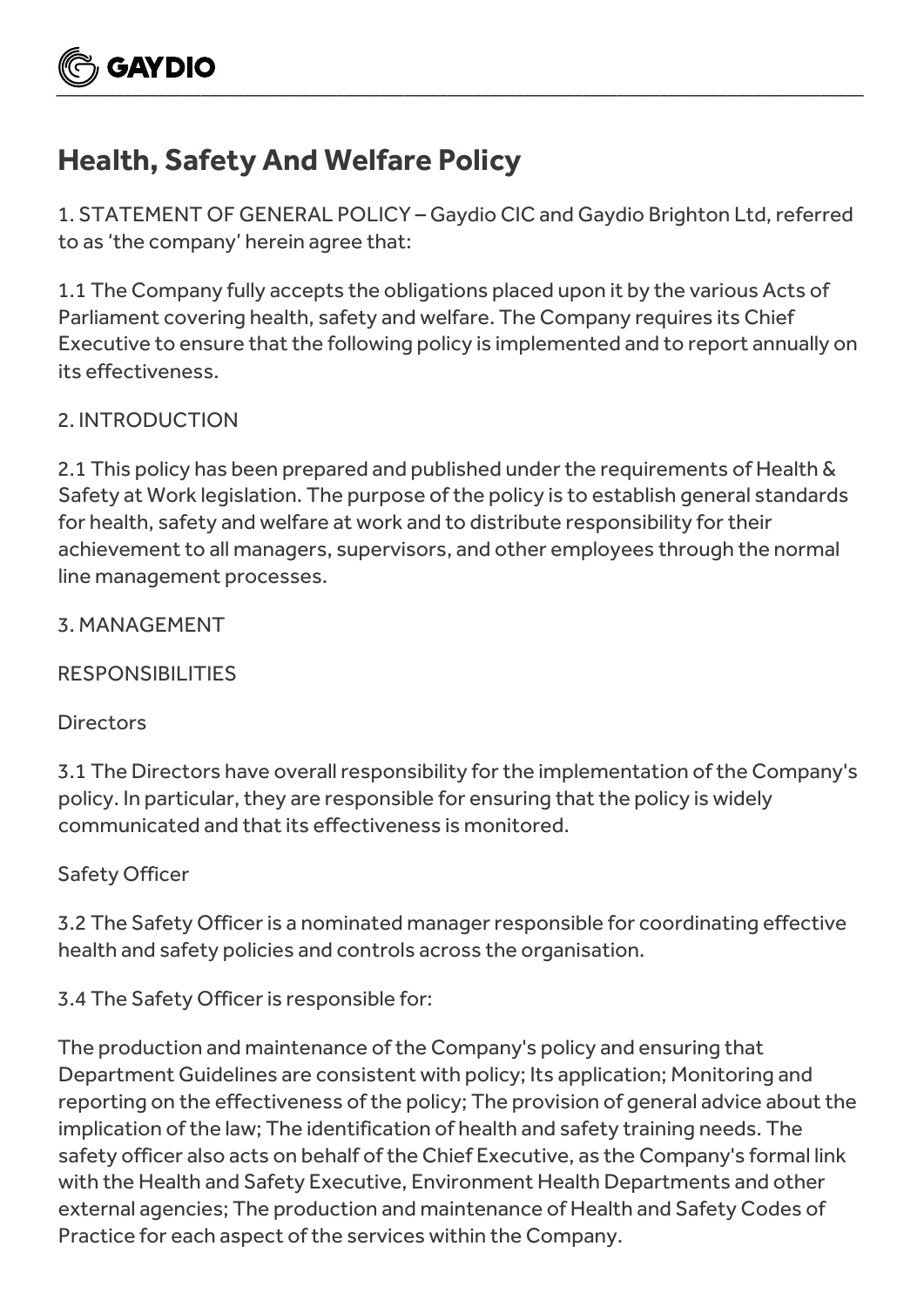# Health, Safety And Welfare Policy

1. STATEMENT OF GENERAL POLICY – Gaydio CIC and Gaydio Brighton Ltd, referred to as 'the company' herein agree that:

1.1 The Company fully accepts the obligations placed upon it by the various Acts of Parliament covering health, safety and welfare. The Company requires its Chief Executive to ensure that the following policy is implemented and to report annually on its effectiveness.

2. INTRODUCTION

2.1 This policy has been prepared and published under the requirements of Health & Safety at Work legislation. The purpose of the policy is to establish general standards for health, safety and welfare at work and to distribute responsibility for their achievement to all managers, supervisors, and other employees through the normal line management processes.

3. MANAGEMENT

RESPONSIBILITIES

Directors

3.1 The Directors have overall responsibility for the implementation of the Company's policy. In particular, they are responsible for ensuring that the policy is widely communicated and that its effectiveness is monitored.

Safety Officer

3.2 The Safety Officer is a nominated manager responsible for coordinating effective health and safety policies and controls across the organisation.

3.4 The Safety Officer is responsible for:

The production and maintenance of the Company's policy and ensuring that Department Guidelines are consistent with policy; Its application; Monitoring and reporting on the effectiveness of the policy; The provision of general advice about the implication of the law; The identification of health and safety training needs. The safety officer also acts on behalf of the Chief Executive, as the Company's formal link with the Health and Safety Executive, Environment Health Departments and other external agencies; The production and maintenance of Health and Safety Codes of Practice for each aspect of the services within the Company.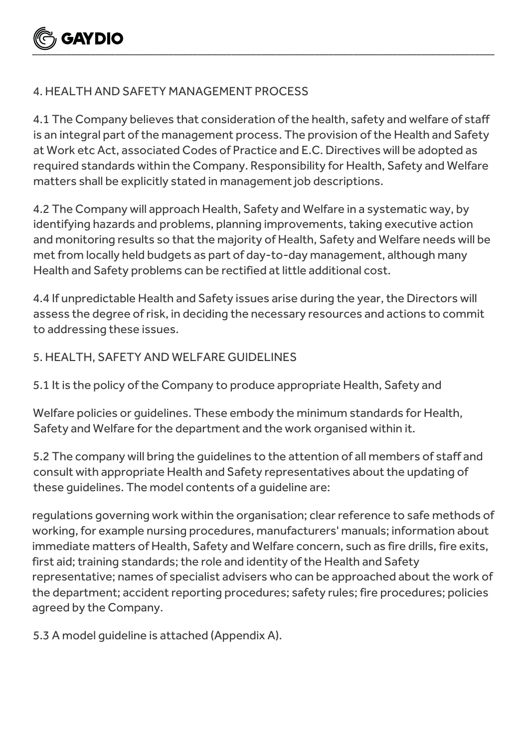## 4. HEALTH AND SAFETY MANAGEMENT PROCESS

4.1 The Company believes that consideration of the health, safety and welfare of staff is an integral part of the management process. The provision of the Health and Safety at Work etc Act, associated Codes of Practice and E.C. Directives will be adopted as required standards within the Company. Responsibility for Health, Safety and Welfare matters shall be explicitly stated in management job descriptions.

4.2 The Company will approach Health, Safety and Welfare in a systematic way, by identifying hazards and problems, planning improvements, taking executive action and monitoring results so that the majority of Health, Safety and Welfare needs will be met from locally held budgets as part of day-to-day management, although many Health and Safety problems can be rectified at little additional cost.

4.4 If unpredictable Health and Safety issues arise during the year, the Directors will assess the degree of risk, in deciding the necessary resources and actions to commit to addressing these issues.

## 5. HEALTH, SAFETY AND WELFARE GUIDELINES

5.1 It is the policy of the Company to produce appropriate Health, Safety and

Welfare policies or guidelines. These embody the minimum standards for Health, Safety and Welfare for the department and the work organised within it.

5.2 The company will bring the guidelines to the attention of all members of staff and consult with appropriate Health and Safety representatives about the updating of these guidelines. The model contents of a guideline are:

regulations governing work within the organisation; clear reference to safe methods of working, for example nursing procedures, manufacturers' manuals; information about immediate matters of Health, Safety and Welfare concern, such as fire drills, fire exits, first aid; training standards; the role and identity of the Health and Safety representative; names of specialist advisers who can be approached about the work of the department; accident reporting procedures; safety rules; fire procedures; policies agreed by the Company.

5.3 A model guideline is attached (Appendix A).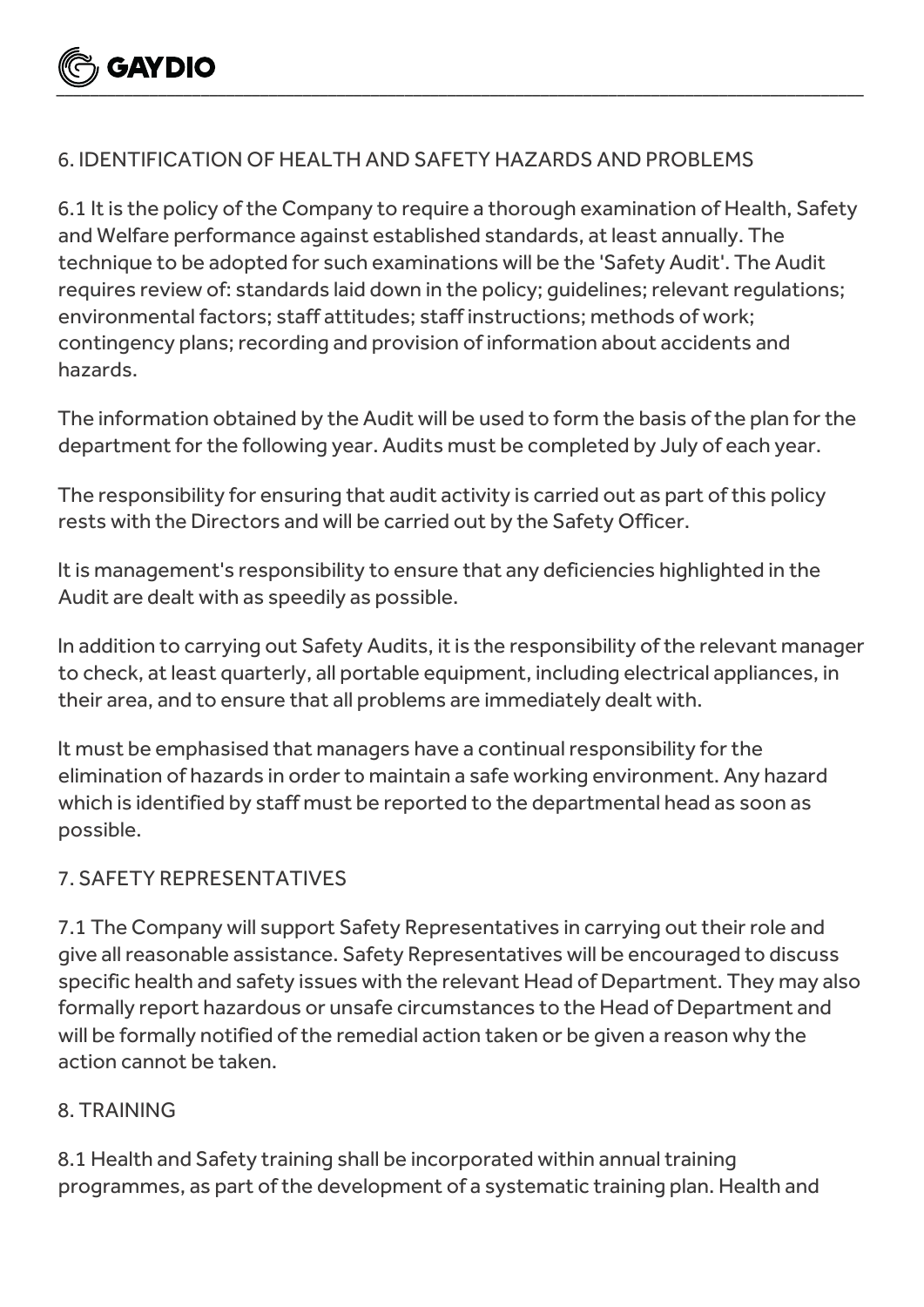## 6. IDENTIFICATION OF HEALTH AND SAFETY HAZARDS AND PROBLEMS

6.1 It is the policy of the Company to require a thorough examination of Health, Safety and Welfare performance against established standards, at least annually. The technique to be adopted for such examinations will be the 'Safety Audit'. The Audit requires review of: standards laid down in the policy; guidelines; relevant regulations; environmental factors; staff attitudes; staff instructions; methods of work; contingency plans; recording and provision of information about accidents and hazards.

The information obtained by the Audit will be used to form the basis of the plan for the department for the following year. Audits must be completed by July of each year.

The responsibility for ensuring that audit activity is carried out as part of this policy rests with the Directors and will be carried out by the Safety Officer.

It is management's responsibility to ensure that any deficiencies highlighted in the Audit are dealt with as speedily as possible.

In addition to carrying out Safety Audits, it is the responsibility of the relevant manager to check, at least quarterly, all portable equipment, including electrical appliances, in their area, and to ensure that all problems are immediately dealt with.

It must be emphasised that managers have a continual responsibility for the elimination of hazards in order to maintain a safe working environment. Any hazard which is identified by staff must be reported to the departmental head as soon as possible.

## 7. SAFETY REPRESENTATIVES

7.1 The Company will support Safety Representatives in carrying out their role and give all reasonable assistance. Safety Representatives will be encouraged to discuss specific health and safety issues with the relevant Head of Department. They may also formally report hazardous or unsafe circumstances to the Head of Department and will be formally notified of the remedial action taken or be given a reason why the action cannot be taken.

## 8. TRAINING

8.1 Health and Safety training shall be incorporated within annual training programmes, as part of the development of a systematic training plan. Health and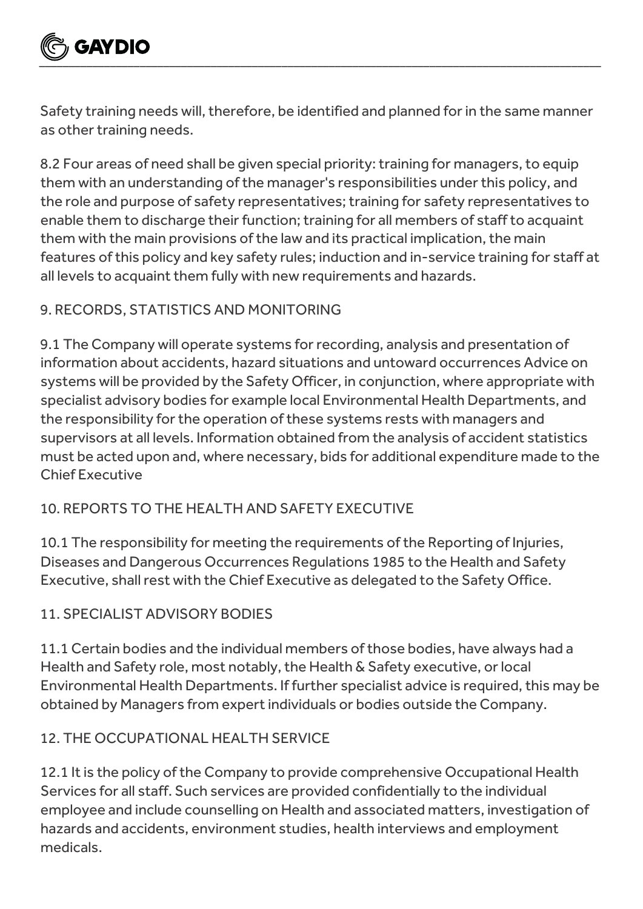Safety training needs will, therefore, be identified and planned for in the same manner as other training needs.

8.2 Four areas of need shall be given special priority: training for managers, to equip them with an understanding of the manager's responsibilities under this policy, and the role and purpose of safety representatives; training for safety representatives to enable them to discharge their function; training for all members of staff to acquaint them with the main provisions of the law and its practical implication, the main features of this policy and key safety rules; induction and in-service training for staff at all levels to acquaint them fully with new requirements and hazards.

## 9. RECORDS, STATISTICS AND MONITORING

9.1 The Company will operate systems for recording, analysis and presentation of information about accidents, hazard situations and untoward occurrences Advice on systems will be provided by the Safety Officer, in conjunction, where appropriate with specialist advisory bodies for example local Environmental Health Departments, and the responsibility for the operation of these systems rests with managers and supervisors at all levels. Information obtained from the analysis of accident statistics must be acted upon and, where necessary, bids for additional expenditure made to the Chief Executive

## 10. REPORTS TO THE HEALTH AND SAFETY EXECUTIVE

10.1 The responsibility for meeting the requirements of the Reporting of Injuries, Diseases and Dangerous Occurrences Regulations 1985 to the Health and Safety Executive, shall rest with the Chief Executive as delegated to the Safety Office.

## 11. SPECIALIST ADVISORY BODIES

11.1 Certain bodies and the individual members of those bodies, have always had a Health and Safety role, most notably, the Health & Safety executive, or local Environmental Health Departments. If further specialist advice is required, this may be obtained by Managers from expert individuals or bodies outside the Company.

## 12. THE OCCUPATIONAL HEALTH SERVICE

12.1 It is the policy of the Company to provide comprehensive Occupational Health Services for all staff. Such services are provided confidentially to the individual employee and include counselling on Health and associated matters, investigation of hazards and accidents, environment studies, health interviews and employment medicals.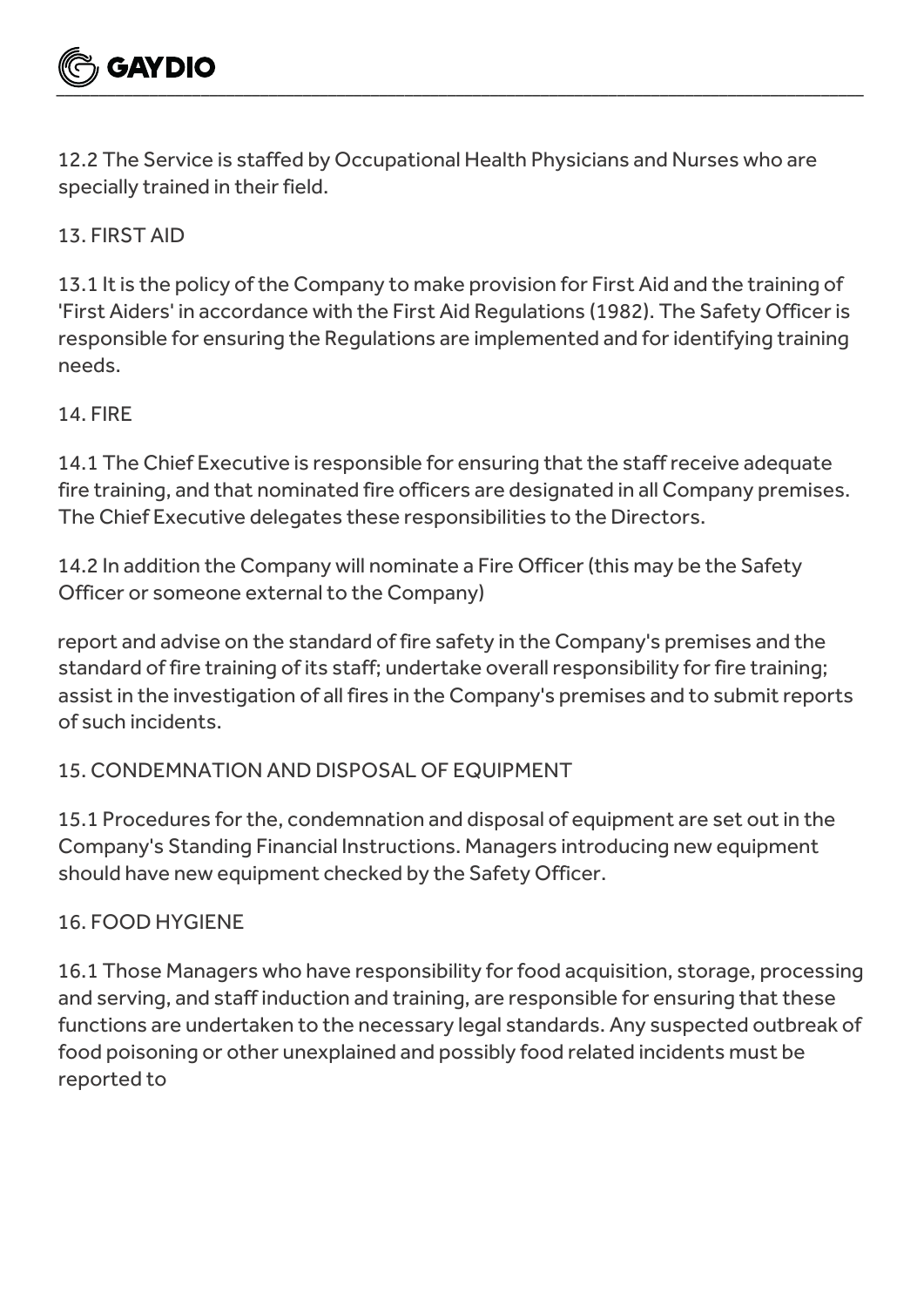12.2 The Service is staffed by Occupational Health Physicians and Nurses who are specially trained in their field.

## 13. FIRST AID

13.1 It is the policy of the Company to make provision for First Aid and the training of 'First Aiders' in accordance with the First Aid Regulations (1982). The Safety Officer is responsible for ensuring the Regulations are implemented and for identifying training needs.

## 14. FIRE

14.1 The Chief Executive is responsible for ensuring that the staff receive adequate fire training, and that nominated fire officers are designated in all Company premises. The Chief Executive delegates these responsibilities to the Directors.

14.2 In addition the Company will nominate a Fire Officer (this may be the Safety Officer or someone external to the Company)

report and advise on the standard of fire safety in the Company's premises and the standard of fire training of its staff; undertake overall responsibility for fire training; assist in the investigation of all fires in the Company's premises and to submit reports of such incidents.

## 15. CONDEMNATION AND DISPOSAL OF EQUIPMENT

15.1 Procedures for the, condemnation and disposal of equipment are set out in the Company's Standing Financial Instructions. Managers introducing new equipment should have new equipment checked by the Safety Officer.

## 16. FOOD HYGIENE

16.1 Those Managers who have responsibility for food acquisition, storage, processing and serving, and staff induction and training, are responsible for ensuring that these functions are undertaken to the necessary legal standards. Any suspected outbreak of food poisoning or other unexplained and possibly food related incidents must be reported to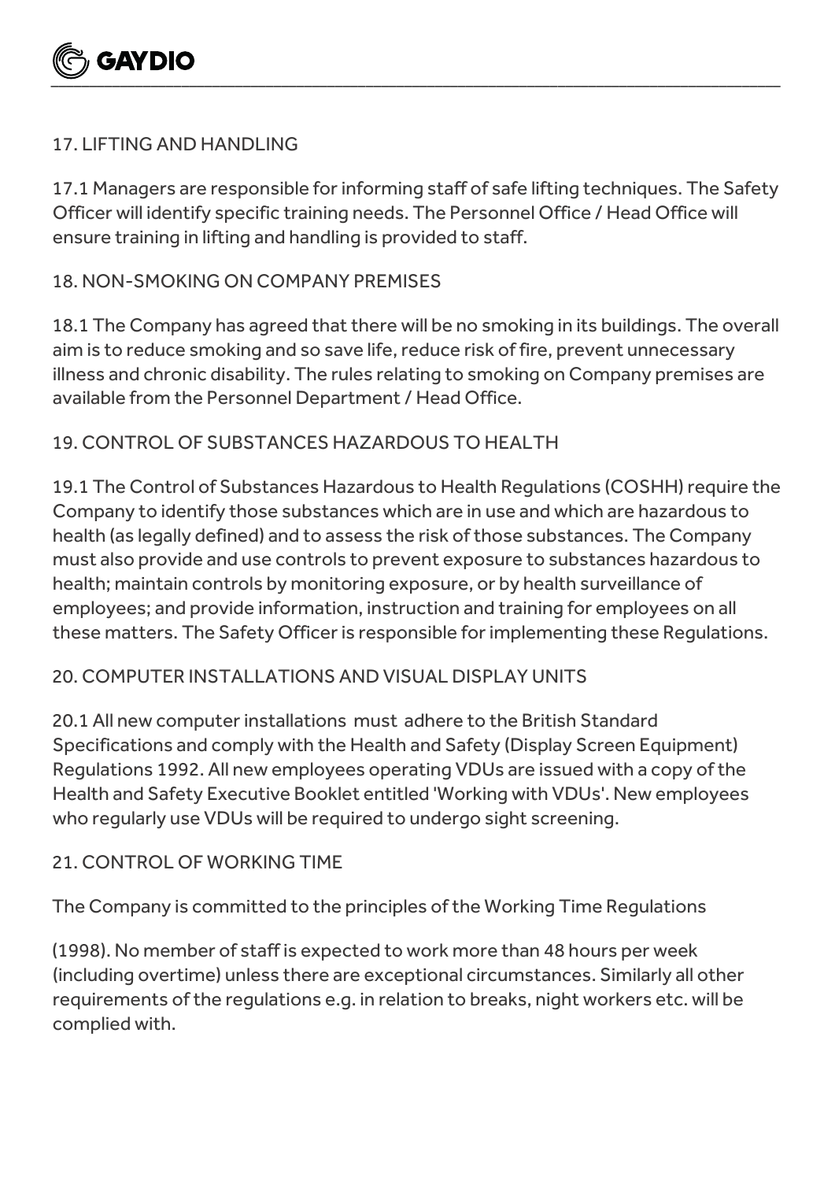## 17. LIFTING AND HANDLING

17.1 Managers are responsible for informing staff of safe lifting techniques. The Safety Officer will identify specific training needs. The Personnel Office / Head Office will ensure training in lifting and handling is provided to staff.

## 18. NON-SMOKING ON COMPANY PREMISES

18.1 The Company has agreed that there will be no smoking in its buildings. The overall aim is to reduce smoking and so save life, reduce risk of fire, prevent unnecessary illness and chronic disability. The rules relating to smoking on Company premises are available from the Personnel Department / Head Office.

## 19. CONTROL OF SUBSTANCES HAZARDOUS TO HEALTH

19.1 The Control of Substances Hazardous to Health Regulations (COSHH) require the Company to identify those substances which are in use and which are hazardous to health (as legally defined) and to assess the risk of those substances. The Company must also provide and use controls to prevent exposure to substances hazardous to health; maintain controls by monitoring exposure, or by health surveillance of employees; and provide information, instruction and training for employees on all these matters. The Safety Officer is responsible for implementing these Regulations.

## 20. COMPUTER INSTALLATIONS AND VISUAL DISPLAY UNITS

20.1 All new computer installations must adhere to the British Standard Specifications and comply with the Health and Safety (Display Screen Equipment) Regulations 1992. All new employees operating VDUs are issued with a copy of the Health and Safety Executive Booklet entitled 'Working with VDUs'. New employees who regularly use VDUs will be required to undergo sight screening.

## 21. CONTROL OF WORKING TIME

The Company is committed to the principles of the Working Time Regulations

(1998). No member of staff is expected to work more than 48 hours per week (including overtime) unless there are exceptional circumstances. Similarly all other requirements of the regulations e.g. in relation to breaks, night workers etc. will be complied with.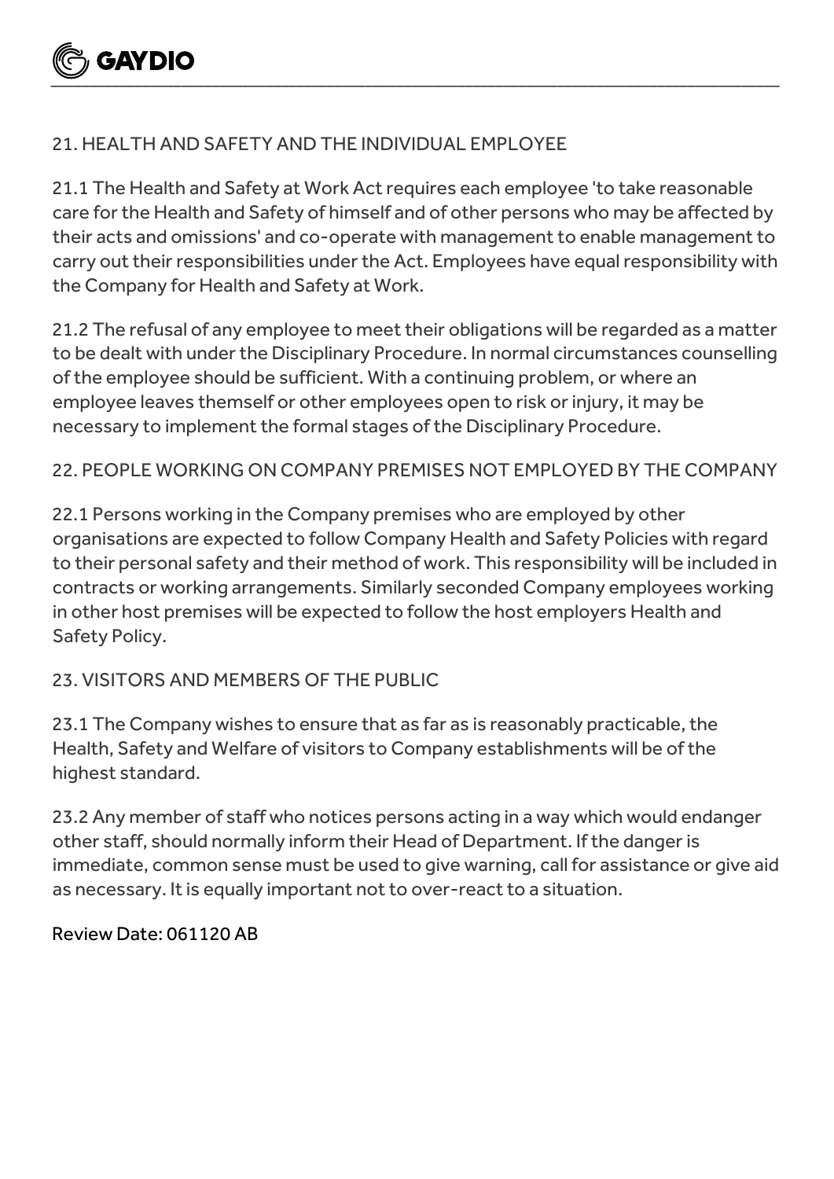## 21. HEALTH AND SAFETY AND THE INDIVIDUAL EMPLOYEE

21.1 The Health and Safety at Work Act requires each employee 'to take reasonable care for the Health and Safety of himself and of other persons who may be affected by their acts and omissions' and co-operate with management to enable management to carry out their responsibilities under the Act. Employees have equal responsibility with the Company for Health and Safety at Work.

21.2 The refusal of any employee to meet their obligations will be regarded as a matter to be dealt with under the Disciplinary Procedure. In normal circumstances counselling of the employee should be sufficient. With a continuing problem, or where an employee leaves themself or other employees open to risk or injury, it may be necessary to implement the formal stages of the Disciplinary Procedure.

## 22. PEOPLE WORKING ON COMPANY PREMISES NOT EMPLOYED BY THE COMPANY

22.1 Persons working in the Company premises who are employed by other organisations are expected to follow Company Health and Safety Policies with regard to their personal safety and their method of work. This responsibility will be included in contracts or working arrangements. Similarly seconded Company employees working in other host premises will be expected to follow the host employers Health and Safety Policy.

## 23. VISITORS AND MEMBERS OF THE PUBLIC

23.1 The Company wishes to ensure that as far as is reasonably practicable, the Health, Safety and Welfare of visitors to Company establishments will be of the highest standard.

23.2 Any member of staff who notices persons acting in a way which would endanger other staff, should normally inform their Head of Department. If the danger is immediate, common sense must be used to give warning, call for assistance or give aid as necessary. It is equally important not to over-react to a situation.

Review Date: 061120 AB